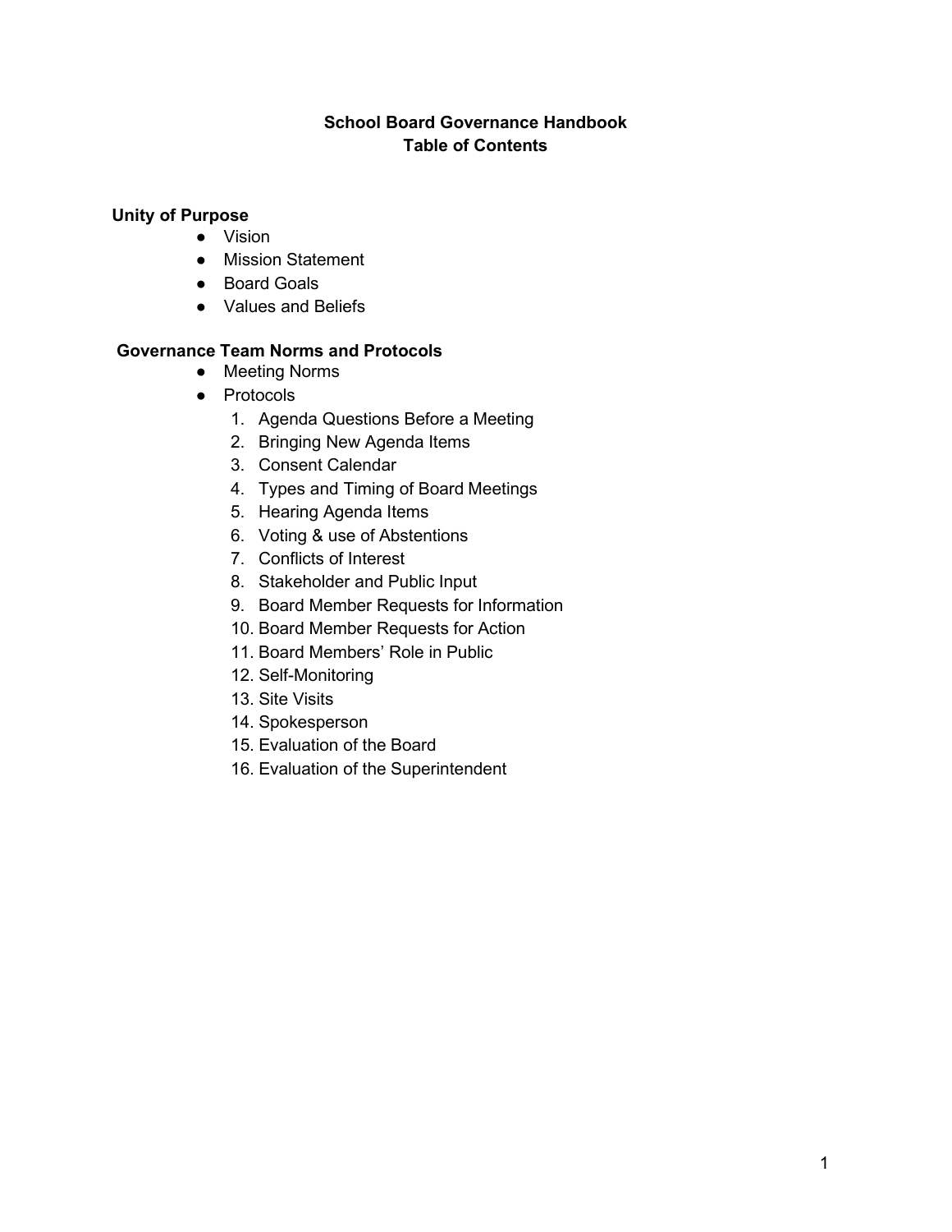# School Board Governance Handbook
## Table of Contents

**Unity of Purpose**

- Vision
- Mission Statement
- Board Goals
- Values and Beliefs

**Governance Team Norms and Protocols**

- Meeting Norms
- Protocols
  1. Agenda Questions Before a Meeting
  2. Bringing New Agenda Items
  3. Consent Calendar
  4. Types and Timing of Board Meetings
  5. Hearing Agenda Items
  6. Voting & use of Abstentions
  7. Conflicts of Interest
  8. Stakeholder and Public Input
  9. Board Member Requests for Information
  10. Board Member Requests for Action
  11. Board Members' Role in Public
  12. Self-Monitoring
  13. Site Visits
  14. Spokesperson
  15. Evaluation of the Board
  16. Evaluation of the Superintendent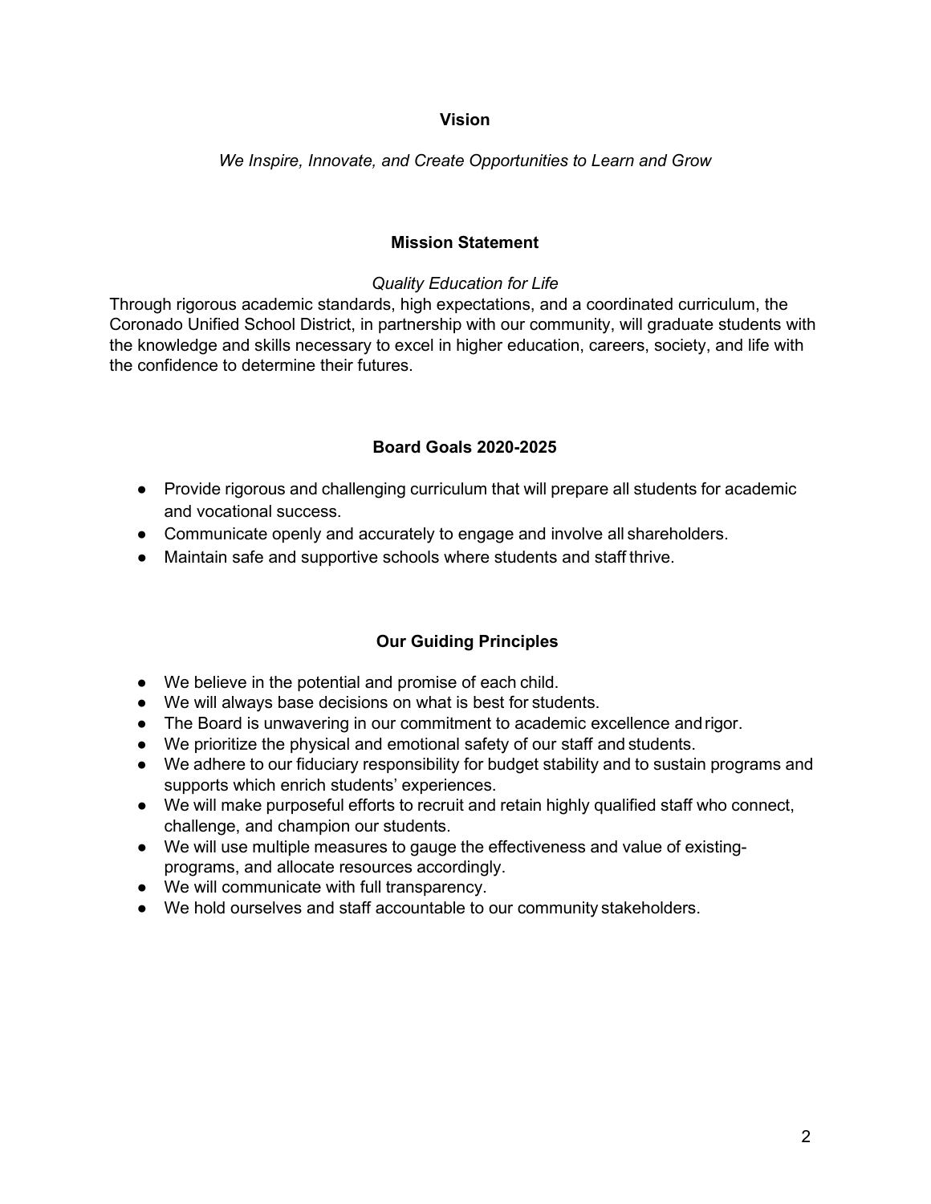## Vision

*We Inspire, Innovate, and Create Opportunities to Learn and Grow*

## Mission Statement

*Quality Education for Life*

Through rigorous academic standards, high expectations, and a coordinated curriculum, the Coronado Unified School District, in partnership with our community, will graduate students with the knowledge and skills necessary to excel in higher education, careers, society, and life with the confidence to determine their futures.

## Board Goals 2020-2025

- Provide rigorous and challenging curriculum that will prepare all students for academic and vocational success.
- Communicate openly and accurately to engage and involve all shareholders.
- Maintain safe and supportive schools where students and staff thrive.

## Our Guiding Principles

- We believe in the potential and promise of each child.
- We will always base decisions on what is best for students.
- The Board is unwavering in our commitment to academic excellence and rigor.
- We prioritize the physical and emotional safety of our staff and students.
- We adhere to our fiduciary responsibility for budget stability and to sustain programs and supports which enrich students' experiences.
- We will make purposeful efforts to recruit and retain highly qualified staff who connect, challenge, and champion our students.
- We will use multiple measures to gauge the effectiveness and value of existing-programs, and allocate resources accordingly.
- We will communicate with full transparency.
- We hold ourselves and staff accountable to our community stakeholders.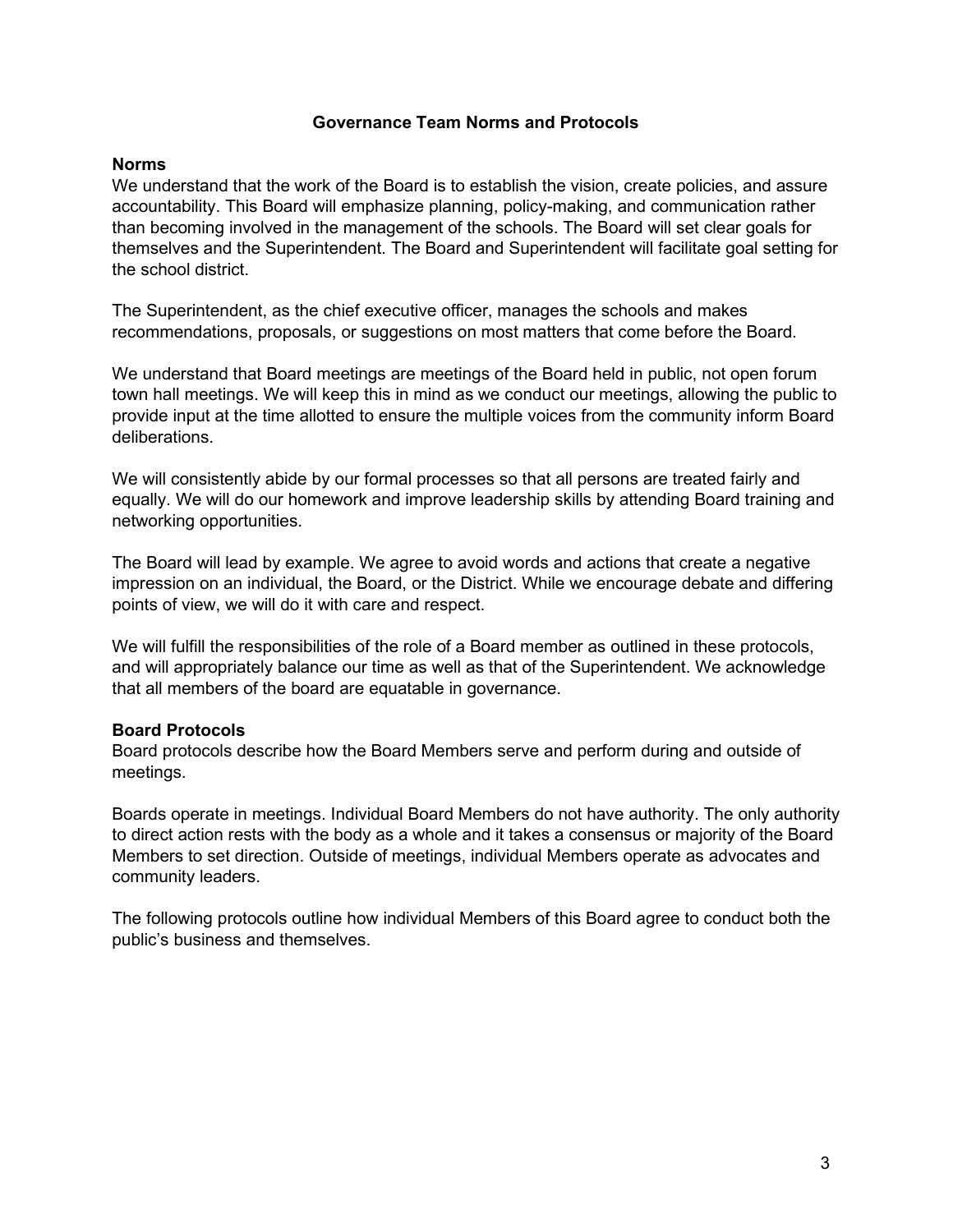# Governance Team Norms and Protocols

## Norms

We understand that the work of the Board is to establish the vision, create policies, and assure accountability. This Board will emphasize planning, policy-making, and communication rather than becoming involved in the management of the schools. The Board will set clear goals for themselves and the Superintendent. The Board and Superintendent will facilitate goal setting for the school district.

The Superintendent, as the chief executive officer, manages the schools and makes recommendations, proposals, or suggestions on most matters that come before the Board.

We understand that Board meetings are meetings of the Board held in public, not open forum town hall meetings. We will keep this in mind as we conduct our meetings, allowing the public to provide input at the time allotted to ensure the multiple voices from the community inform Board deliberations.

We will consistently abide by our formal processes so that all persons are treated fairly and equally. We will do our homework and improve leadership skills by attending Board training and networking opportunities.

The Board will lead by example. We agree to avoid words and actions that create a negative impression on an individual, the Board, or the District. While we encourage debate and differing points of view, we will do it with care and respect.

We will fulfill the responsibilities of the role of a Board member as outlined in these protocols, and will appropriately balance our time as well as that of the Superintendent. We acknowledge that all members of the board are equatable in governance.

## Board Protocols

Board protocols describe how the Board Members serve and perform during and outside of meetings.

Boards operate in meetings. Individual Board Members do not have authority. The only authority to direct action rests with the body as a whole and it takes a consensus or majority of the Board Members to set direction. Outside of meetings, individual Members operate as advocates and community leaders.

The following protocols outline how individual Members of this Board agree to conduct both the public's business and themselves.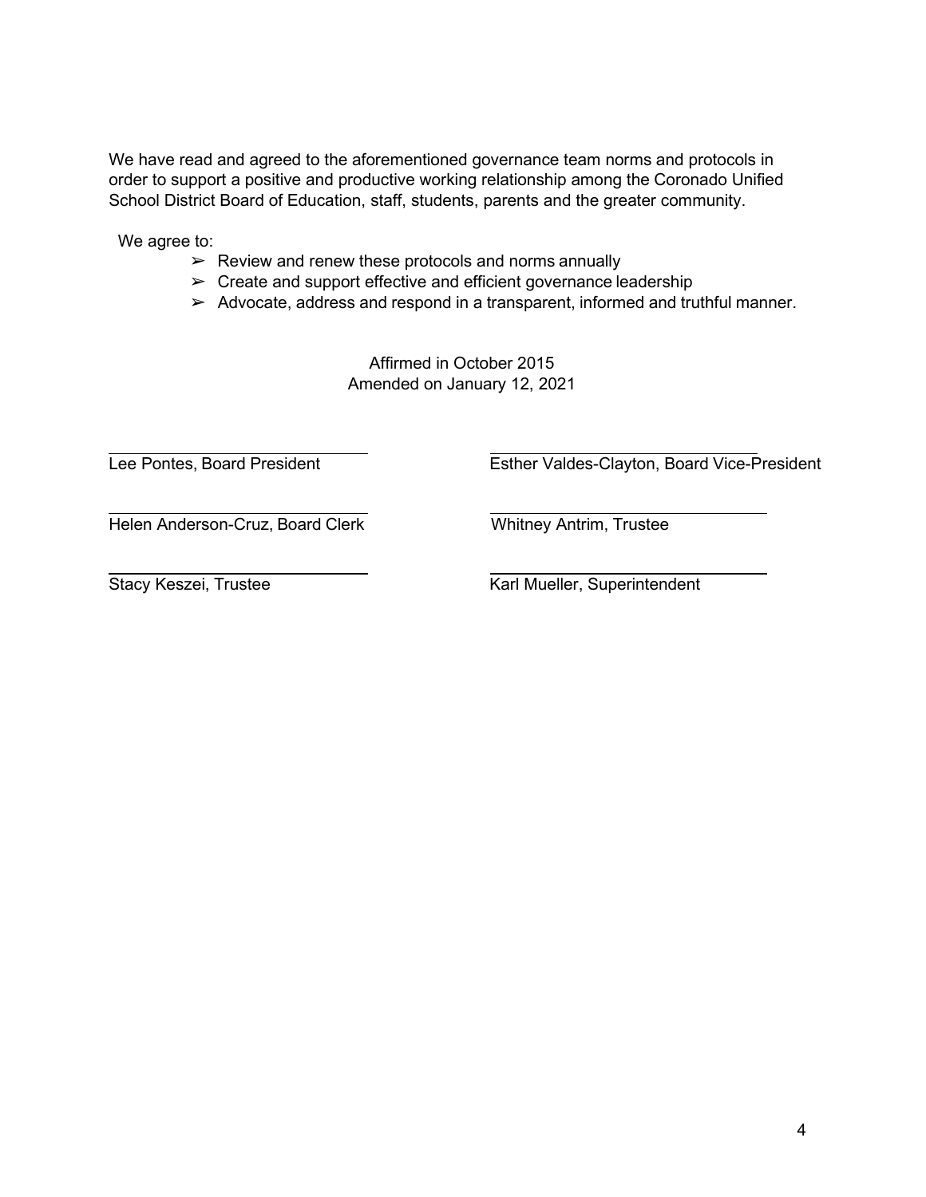We have read and agreed to the aforementioned governance team norms and protocols in order to support a positive and productive working relationship among the Coronado Unified School District Board of Education, staff, students, parents and the greater community.

We agree to:

- ➢ Review and renew these protocols and norms annually
- ➢ Create and support effective and efficient governance leadership
- ➢ Advocate, address and respond in a transparent, informed and truthful manner.

Affirmed in October 2015
Amended on January 12, 2021

| | |
|---|---|
| Lee Pontes, Board President | Esther Valdes-Clayton, Board Vice-President |
| Helen Anderson-Cruz, Board Clerk | Whitney Antrim, Trustee |
| Stacy Keszei, Trustee | Karl Mueller, Superintendent |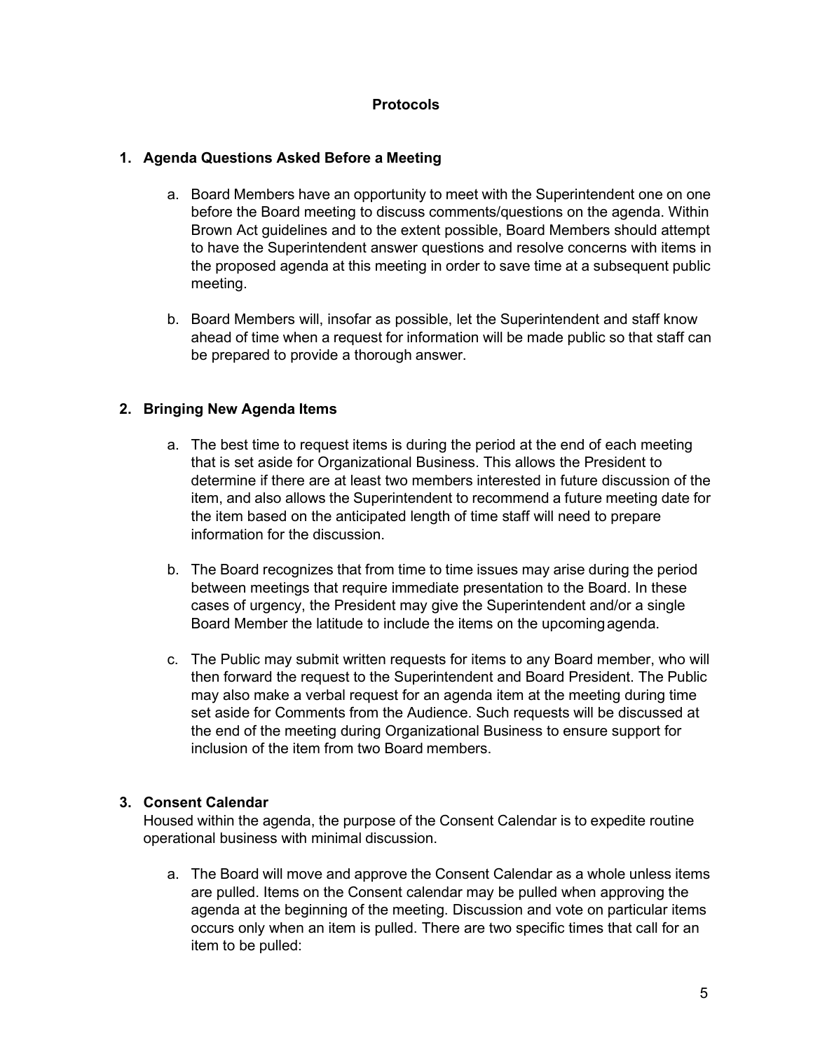## Protocols

### 1. Agenda Questions Asked Before a Meeting

a. Board Members have an opportunity to meet with the Superintendent one on one before the Board meeting to discuss comments/questions on the agenda. Within Brown Act guidelines and to the extent possible, Board Members should attempt to have the Superintendent answer questions and resolve concerns with items in the proposed agenda at this meeting in order to save time at a subsequent public meeting.

b. Board Members will, insofar as possible, let the Superintendent and staff know ahead of time when a request for information will be made public so that staff can be prepared to provide a thorough answer.

### 2. Bringing New Agenda Items

a. The best time to request items is during the period at the end of each meeting that is set aside for Organizational Business. This allows the President to determine if there are at least two members interested in future discussion of the item, and also allows the Superintendent to recommend a future meeting date for the item based on the anticipated length of time staff will need to prepare information for the discussion.

b. The Board recognizes that from time to time issues may arise during the period between meetings that require immediate presentation to the Board. In these cases of urgency, the President may give the Superintendent and/or a single Board Member the latitude to include the items on the upcoming agenda.

c. The Public may submit written requests for items to any Board member, who will then forward the request to the Superintendent and Board President. The Public may also make a verbal request for an agenda item at the meeting during time set aside for Comments from the Audience. Such requests will be discussed at the end of the meeting during Organizational Business to ensure support for inclusion of the item from two Board members.

### 3. Consent Calendar

Housed within the agenda, the purpose of the Consent Calendar is to expedite routine operational business with minimal discussion.

a. The Board will move and approve the Consent Calendar as a whole unless items are pulled. Items on the Consent calendar may be pulled when approving the agenda at the beginning of the meeting. Discussion and vote on particular items occurs only when an item is pulled. There are two specific times that call for an item to be pulled: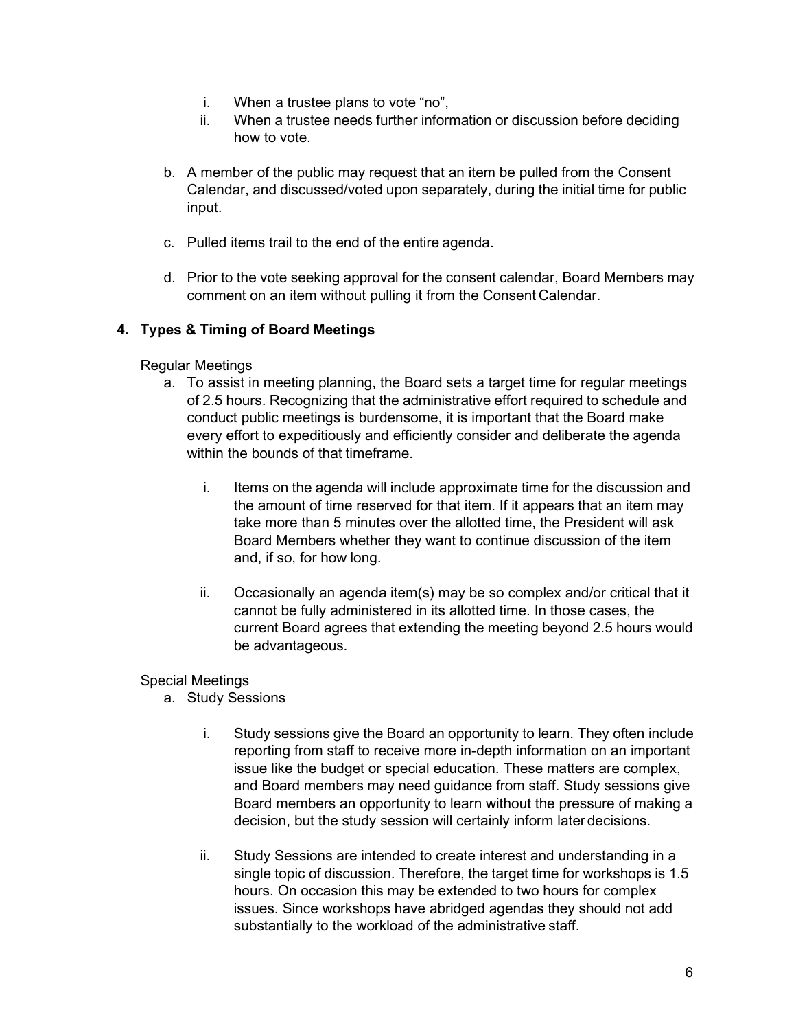i. When a trustee plans to vote “no”,
   ii. When a trustee needs further information or discussion before deciding how to vote.

b. A member of the public may request that an item be pulled from the Consent Calendar, and discussed/voted upon separately, during the initial time for public input.

c. Pulled items trail to the end of the entire agenda.

d. Prior to the vote seeking approval for the consent calendar, Board Members may comment on an item without pulling it from the Consent Calendar.

### 4. Types & Timing of Board Meetings

Regular Meetings

a. To assist in meeting planning, the Board sets a target time for regular meetings of 2.5 hours. Recognizing that the administrative effort required to schedule and conduct public meetings is burdensome, it is important that the Board make every effort to expeditiously and efficiently consider and deliberate the agenda within the bounds of that timeframe.

   i. Items on the agenda will include approximate time for the discussion and the amount of time reserved for that item. If it appears that an item may take more than 5 minutes over the allotted time, the President will ask Board Members whether they want to continue discussion of the item and, if so, for how long.

   ii. Occasionally an agenda item(s) may be so complex and/or critical that it cannot be fully administered in its allotted time. In those cases, the current Board agrees that extending the meeting beyond 2.5 hours would be advantageous.

Special Meetings

a. Study Sessions

   i. Study sessions give the Board an opportunity to learn. They often include reporting from staff to receive more in-depth information on an important issue like the budget or special education. These matters are complex, and Board members may need guidance from staff. Study sessions give Board members an opportunity to learn without the pressure of making a decision, but the study session will certainly inform later decisions.

   ii. Study Sessions are intended to create interest and understanding in a single topic of discussion. Therefore, the target time for workshops is 1.5 hours. On occasion this may be extended to two hours for complex issues. Since workshops have abridged agendas they should not add substantially to the workload of the administrative staff.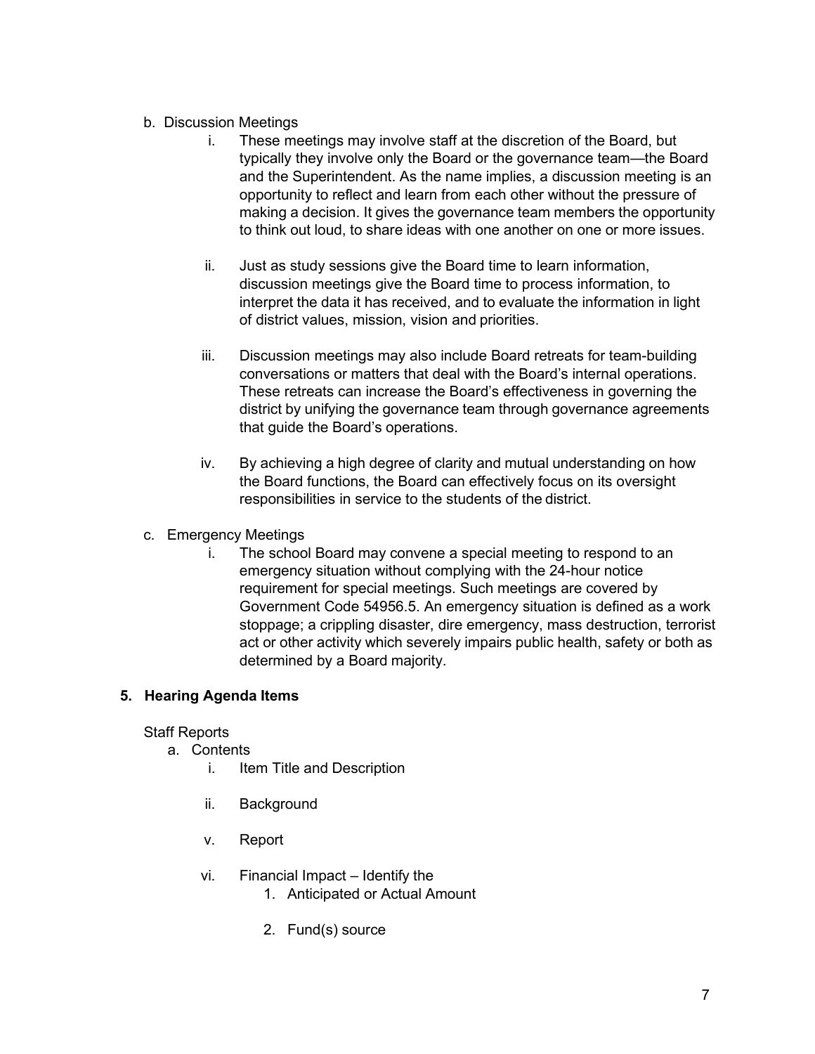b. Discussion Meetings

   i. These meetings may involve staff at the discretion of the Board, but typically they involve only the Board or the governance team—the Board and the Superintendent. As the name implies, a discussion meeting is an opportunity to reflect and learn from each other without the pressure of making a decision. It gives the governance team members the opportunity to think out loud, to share ideas with one another on one or more issues.

   ii. Just as study sessions give the Board time to learn information, discussion meetings give the Board time to process information, to interpret the data it has received, and to evaluate the information in light of district values, mission, vision and priorities.

   iii. Discussion meetings may also include Board retreats for team-building conversations or matters that deal with the Board's internal operations. These retreats can increase the Board's effectiveness in governing the district by unifying the governance team through governance agreements that guide the Board's operations.

   iv. By achieving a high degree of clarity and mutual understanding on how the Board functions, the Board can effectively focus on its oversight responsibilities in service to the students of the district.

c. Emergency Meetings

   i. The school Board may convene a special meeting to respond to an emergency situation without complying with the 24-hour notice requirement for special meetings. Such meetings are covered by Government Code 54956.5. An emergency situation is defined as a work stoppage; a crippling disaster, dire emergency, mass destruction, terrorist act or other activity which severely impairs public health, safety or both as determined by a Board majority.

**5. Hearing Agenda Items**

Staff Reports

a. Contents

   i. Item Title and Description

   ii. Background

   v. Report

   vi. Financial Impact – Identify the

      1. Anticipated or Actual Amount

      2. Fund(s) source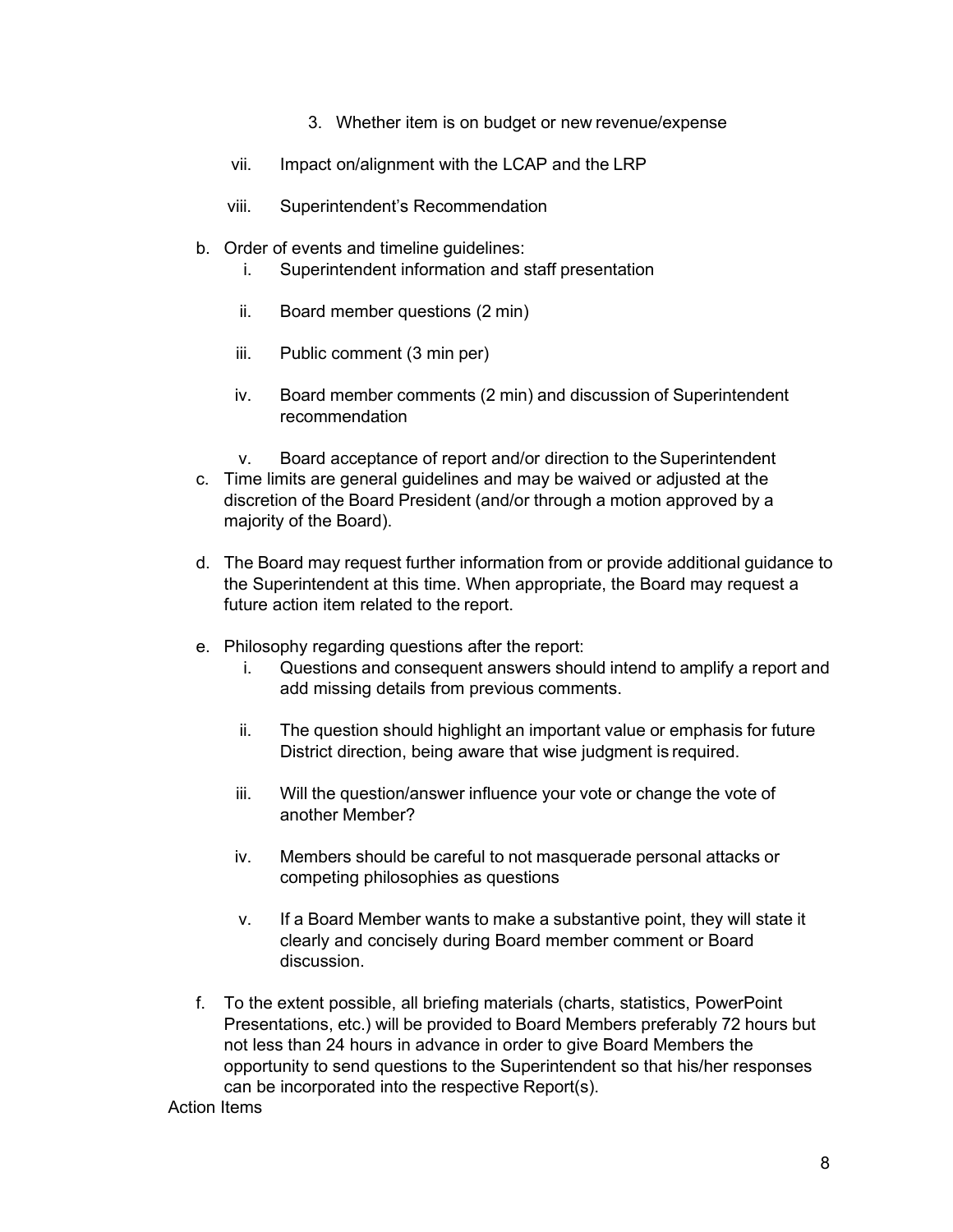3. Whether item is on budget or new revenue/expense

vii. Impact on/alignment with the LCAP and the LRP

viii. Superintendent's Recommendation

b. Order of events and timeline guidelines:
   i. Superintendent information and staff presentation

   ii. Board member questions (2 min)

   iii. Public comment (3 min per)

   iv. Board member comments (2 min) and discussion of Superintendent recommendation

   v. Board acceptance of report and/or direction to the Superintendent

c. Time limits are general guidelines and may be waived or adjusted at the discretion of the Board President (and/or through a motion approved by a majority of the Board).

d. The Board may request further information from or provide additional guidance to the Superintendent at this time. When appropriate, the Board may request a future action item related to the report.

e. Philosophy regarding questions after the report:
   i. Questions and consequent answers should intend to amplify a report and add missing details from previous comments.

   ii. The question should highlight an important value or emphasis for future District direction, being aware that wise judgment is required.

   iii. Will the question/answer influence your vote or change the vote of another Member?

   iv. Members should be careful to not masquerade personal attacks or competing philosophies as questions

   v. If a Board Member wants to make a substantive point, they will state it clearly and concisely during Board member comment or Board discussion.

f. To the extent possible, all briefing materials (charts, statistics, PowerPoint Presentations, etc.) will be provided to Board Members preferably 72 hours but not less than 24 hours in advance in order to give Board Members the opportunity to send questions to the Superintendent so that his/her responses can be incorporated into the respective Report(s).

Action Items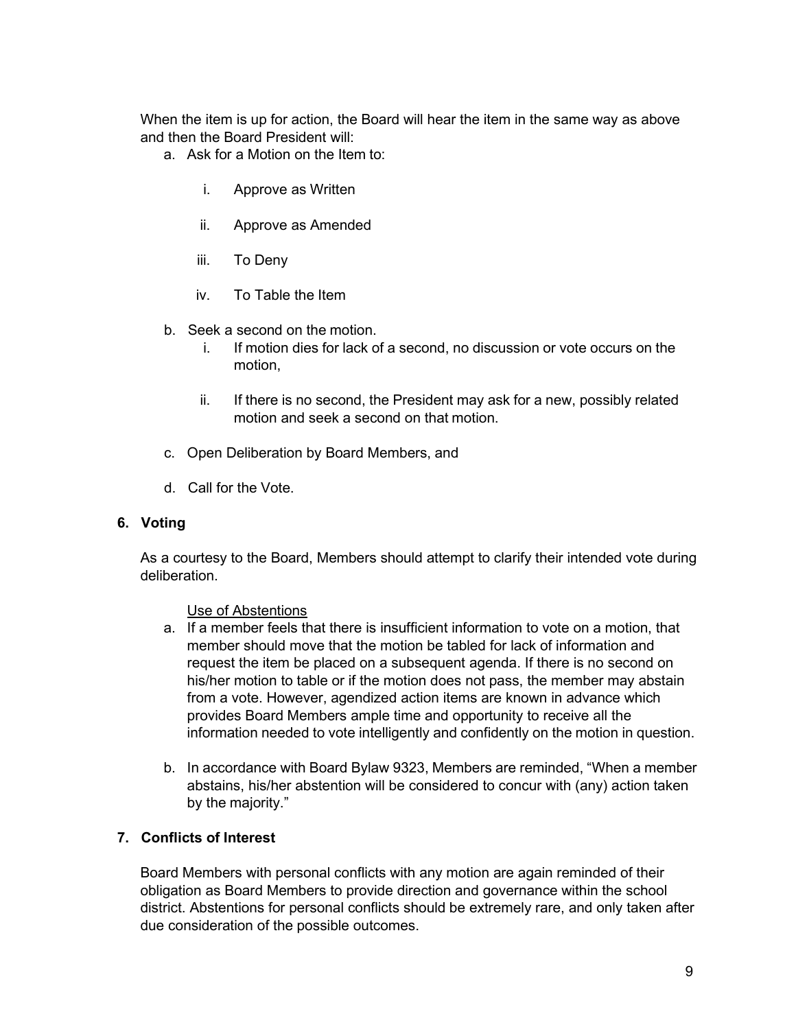When the item is up for action, the Board will hear the item in the same way as above and then the Board President will:

a. Ask for a Motion on the Item to:
   i. Approve as Written
   ii. Approve as Amended
   iii. To Deny
   iv. To Table the Item
b. Seek a second on the motion.
   i. If motion dies for lack of a second, no discussion or vote occurs on the motion,
   ii. If there is no second, the President may ask for a new, possibly related motion and seek a second on that motion.
c. Open Deliberation by Board Members, and
d. Call for the Vote.

**6. Voting**

As a courtesy to the Board, Members should attempt to clarify their intended vote during deliberation.

Use of Abstentions

a. If a member feels that there is insufficient information to vote on a motion, that member should move that the motion be tabled for lack of information and request the item be placed on a subsequent agenda. If there is no second on his/her motion to table or if the motion does not pass, the member may abstain from a vote. However, agendized action items are known in advance which provides Board Members ample time and opportunity to receive all the information needed to vote intelligently and confidently on the motion in question.
b. In accordance with Board Bylaw 9323, Members are reminded, "When a member abstains, his/her abstention will be considered to concur with (any) action taken by the majority."

**7. Conflicts of Interest**

Board Members with personal conflicts with any motion are again reminded of their obligation as Board Members to provide direction and governance within the school district. Abstentions for personal conflicts should be extremely rare, and only taken after due consideration of the possible outcomes.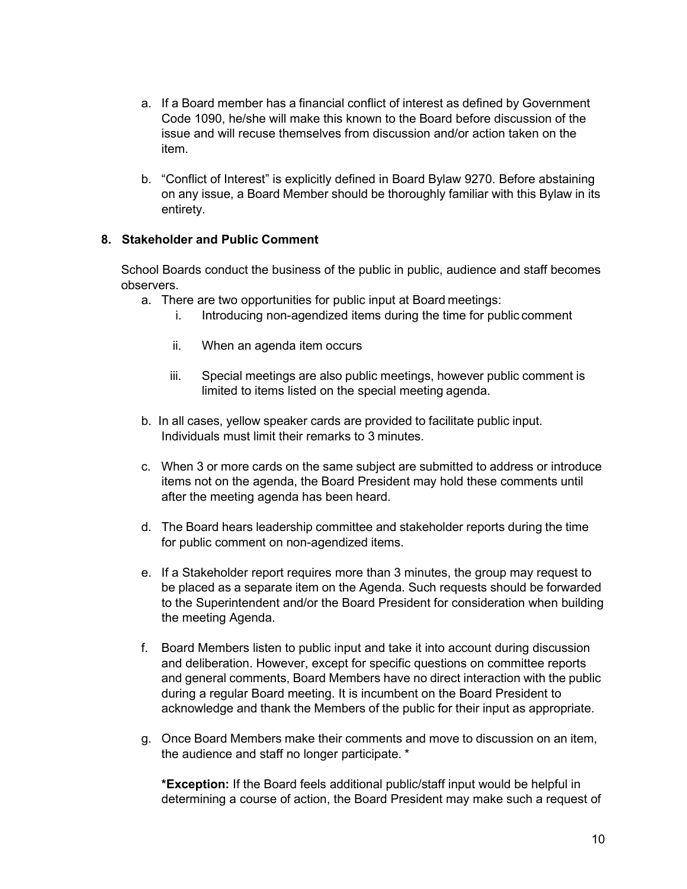a. If a Board member has a financial conflict of interest as defined by Government Code 1090, he/she will make this known to the Board before discussion of the issue and will recuse themselves from discussion and/or action taken on the item.

b. "Conflict of Interest" is explicitly defined in Board Bylaw 9270. Before abstaining on any issue, a Board Member should be thoroughly familiar with this Bylaw in its entirety.

### 8. Stakeholder and Public Comment

School Boards conduct the business of the public in public, audience and staff becomes observers.

a. There are two opportunities for public input at Board meetings:
   i. Introducing non-agendized items during the time for public comment
   ii. When an agenda item occurs
   iii. Special meetings are also public meetings, however public comment is limited to items listed on the special meeting agenda.

b. In all cases, yellow speaker cards are provided to facilitate public input. Individuals must limit their remarks to 3 minutes.

c. When 3 or more cards on the same subject are submitted to address or introduce items not on the agenda, the Board President may hold these comments until after the meeting agenda has been heard.

d. The Board hears leadership committee and stakeholder reports during the time for public comment on non-agendized items.

e. If a Stakeholder report requires more than 3 minutes, the group may request to be placed as a separate item on the Agenda. Such requests should be forwarded to the Superintendent and/or the Board President for consideration when building the meeting Agenda.

f. Board Members listen to public input and take it into account during discussion and deliberation. However, except for specific questions on committee reports and general comments, Board Members have no direct interaction with the public during a regular Board meeting. It is incumbent on the Board President to acknowledge and thank the Members of the public for their input as appropriate.

g. Once Board Members make their comments and move to discussion on an item, the audience and staff no longer participate. *

   **\*Exception:** If the Board feels additional public/staff input would be helpful in determining a course of action, the Board President may make such a request of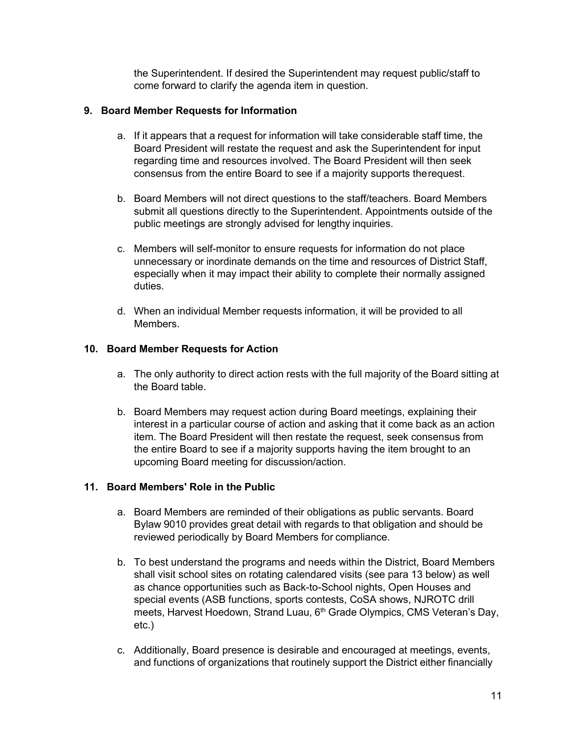the Superintendent. If desired the Superintendent may request public/staff to come forward to clarify the agenda item in question.

**9. Board Member Requests for Information**

a. If it appears that a request for information will take considerable staff time, the Board President will restate the request and ask the Superintendent for input regarding time and resources involved. The Board President will then seek consensus from the entire Board to see if a majority supports the request.

b. Board Members will not direct questions to the staff/teachers. Board Members submit all questions directly to the Superintendent. Appointments outside of the public meetings are strongly advised for lengthy inquiries.

c. Members will self-monitor to ensure requests for information do not place unnecessary or inordinate demands on the time and resources of District Staff, especially when it may impact their ability to complete their normally assigned duties.

d. When an individual Member requests information, it will be provided to all Members.

**10. Board Member Requests for Action**

a. The only authority to direct action rests with the full majority of the Board sitting at the Board table.

b. Board Members may request action during Board meetings, explaining their interest in a particular course of action and asking that it come back as an action item. The Board President will then restate the request, seek consensus from the entire Board to see if a majority supports having the item brought to an upcoming Board meeting for discussion/action.

**11. Board Members' Role in the Public**

a. Board Members are reminded of their obligations as public servants. Board Bylaw 9010 provides great detail with regards to that obligation and should be reviewed periodically by Board Members for compliance.

b. To best understand the programs and needs within the District, Board Members shall visit school sites on rotating calendared visits (see para 13 below) as well as chance opportunities such as Back-to-School nights, Open Houses and special events (ASB functions, sports contests, CoSA shows, NJROTC drill meets, Harvest Hoedown, Strand Luau, 6th Grade Olympics, CMS Veteran's Day, etc.)

c. Additionally, Board presence is desirable and encouraged at meetings, events, and functions of organizations that routinely support the District either financially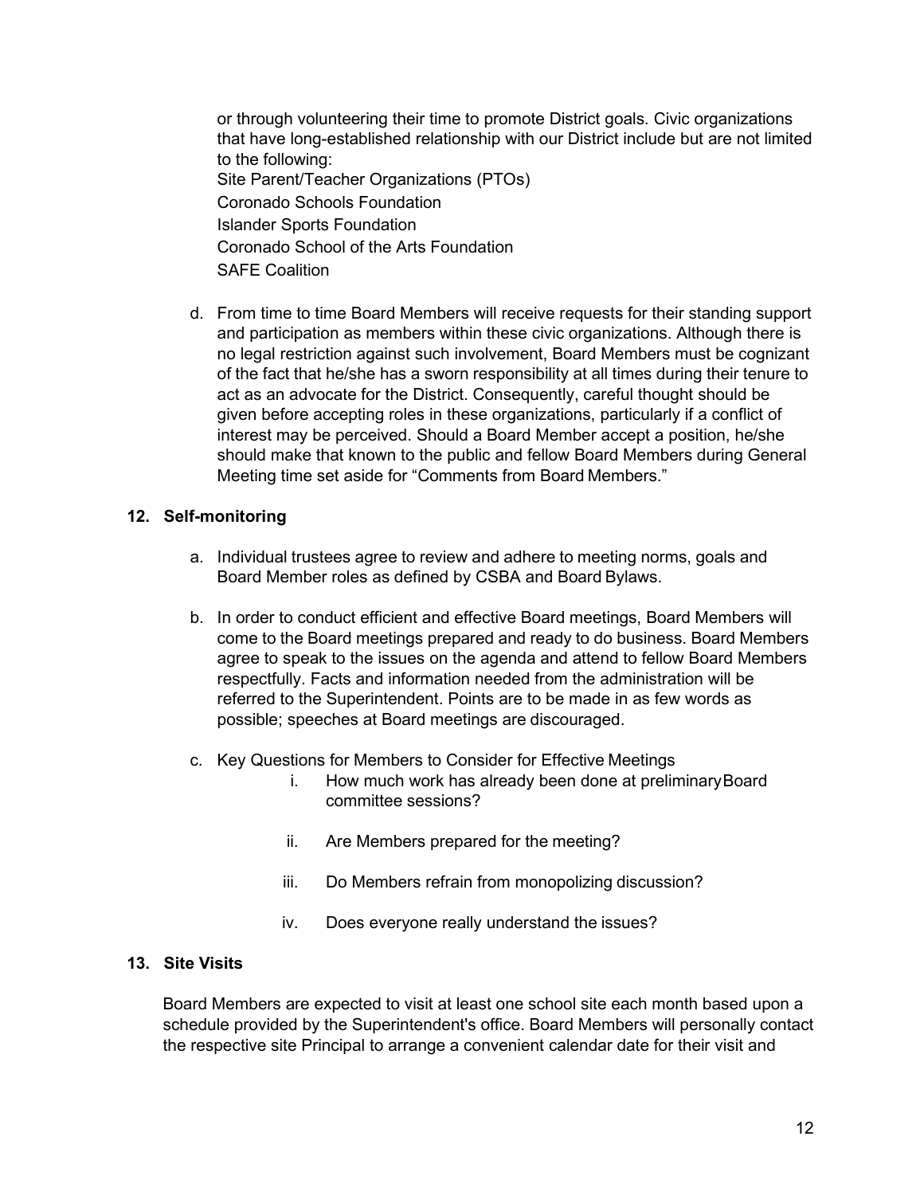or through volunteering their time to promote District goals. Civic organizations that have long-established relationship with our District include but are not limited to the following:

Site Parent/Teacher Organizations (PTOs)
Coronado Schools Foundation
Islander Sports Foundation
Coronado School of the Arts Foundation
SAFE Coalition

d. From time to time Board Members will receive requests for their standing support and participation as members within these civic organizations. Although there is no legal restriction against such involvement, Board Members must be cognizant of the fact that he/she has a sworn responsibility at all times during their tenure to act as an advocate for the District. Consequently, careful thought should be given before accepting roles in these organizations, particularly if a conflict of interest may be perceived. Should a Board Member accept a position, he/she should make that known to the public and fellow Board Members during General Meeting time set aside for "Comments from Board Members."

**12. Self-monitoring**

a. Individual trustees agree to review and adhere to meeting norms, goals and Board Member roles as defined by CSBA and Board Bylaws.

b. In order to conduct efficient and effective Board meetings, Board Members will come to the Board meetings prepared and ready to do business. Board Members agree to speak to the issues on the agenda and attend to fellow Board Members respectfully. Facts and information needed from the administration will be referred to the Superintendent. Points are to be made in as few words as possible; speeches at Board meetings are discouraged.

c. Key Questions for Members to Consider for Effective Meetings
   i. How much work has already been done at preliminary Board committee sessions?
   ii. Are Members prepared for the meeting?
   iii. Do Members refrain from monopolizing discussion?
   iv. Does everyone really understand the issues?

**13. Site Visits**

Board Members are expected to visit at least one school site each month based upon a schedule provided by the Superintendent's office. Board Members will personally contact the respective site Principal to arrange a convenient calendar date for their visit and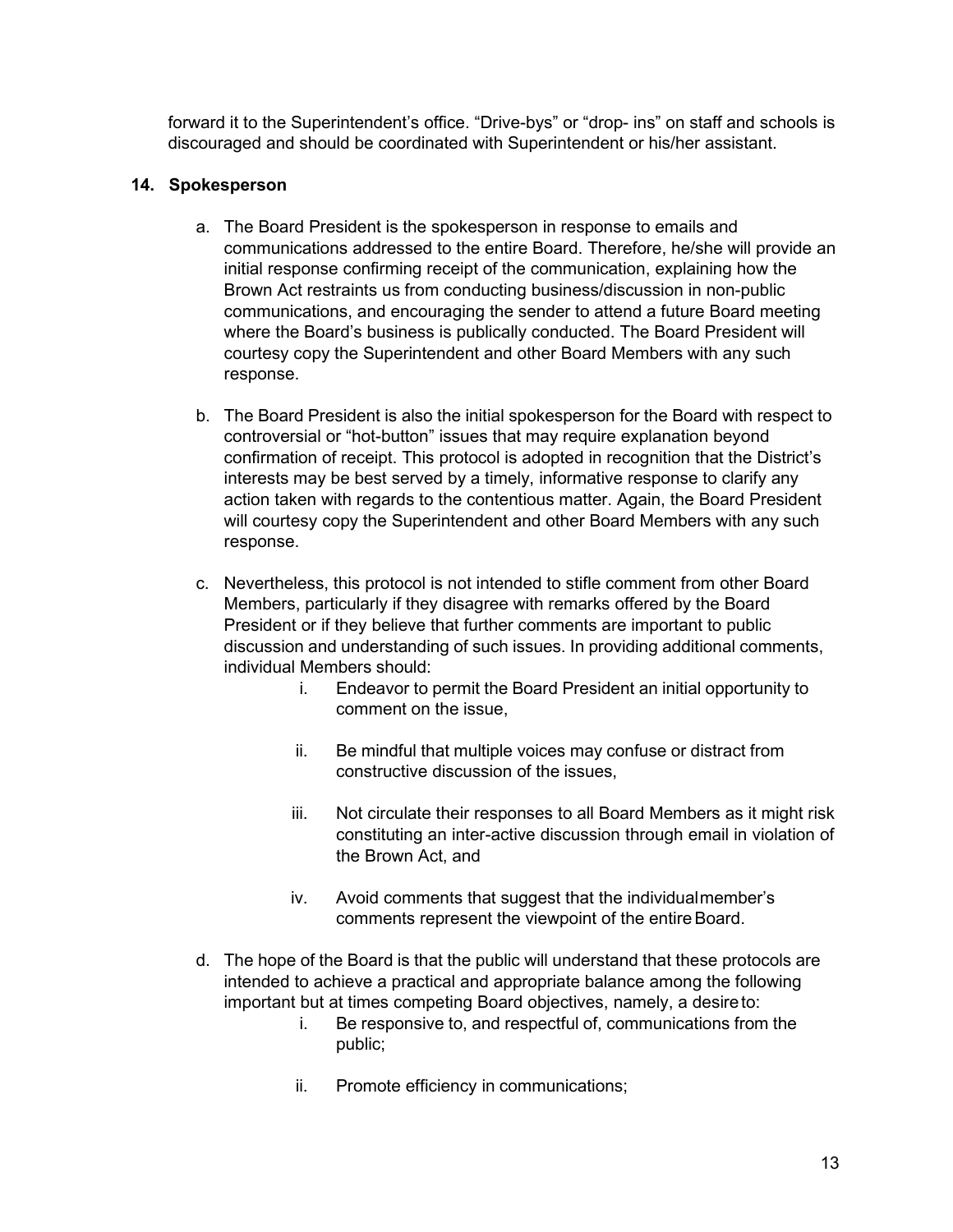forward it to the Superintendent's office. "Drive-bys" or "drop- ins" on staff and schools is discouraged and should be coordinated with Superintendent or his/her assistant.

## 14. Spokesperson

a. The Board President is the spokesperson in response to emails and communications addressed to the entire Board. Therefore, he/she will provide an initial response confirming receipt of the communication, explaining how the Brown Act restraints us from conducting business/discussion in non-public communications, and encouraging the sender to attend a future Board meeting where the Board's business is publically conducted. The Board President will courtesy copy the Superintendent and other Board Members with any such response.

b. The Board President is also the initial spokesperson for the Board with respect to controversial or "hot-button" issues that may require explanation beyond confirmation of receipt. This protocol is adopted in recognition that the District's interests may be best served by a timely, informative response to clarify any action taken with regards to the contentious matter. Again, the Board President will courtesy copy the Superintendent and other Board Members with any such response.

c. Nevertheless, this protocol is not intended to stifle comment from other Board Members, particularly if they disagree with remarks offered by the Board President or if they believe that further comments are important to public discussion and understanding of such issues. In providing additional comments, individual Members should:
   i. Endeavor to permit the Board President an initial opportunity to comment on the issue,
   ii. Be mindful that multiple voices may confuse or distract from constructive discussion of the issues,
   iii. Not circulate their responses to all Board Members as it might risk constituting an inter-active discussion through email in violation of the Brown Act, and
   iv. Avoid comments that suggest that the individual member's comments represent the viewpoint of the entire Board.

d. The hope of the Board is that the public will understand that these protocols are intended to achieve a practical and appropriate balance among the following important but at times competing Board objectives, namely, a desire to:
   i. Be responsive to, and respectful of, communications from the public;
   ii. Promote efficiency in communications;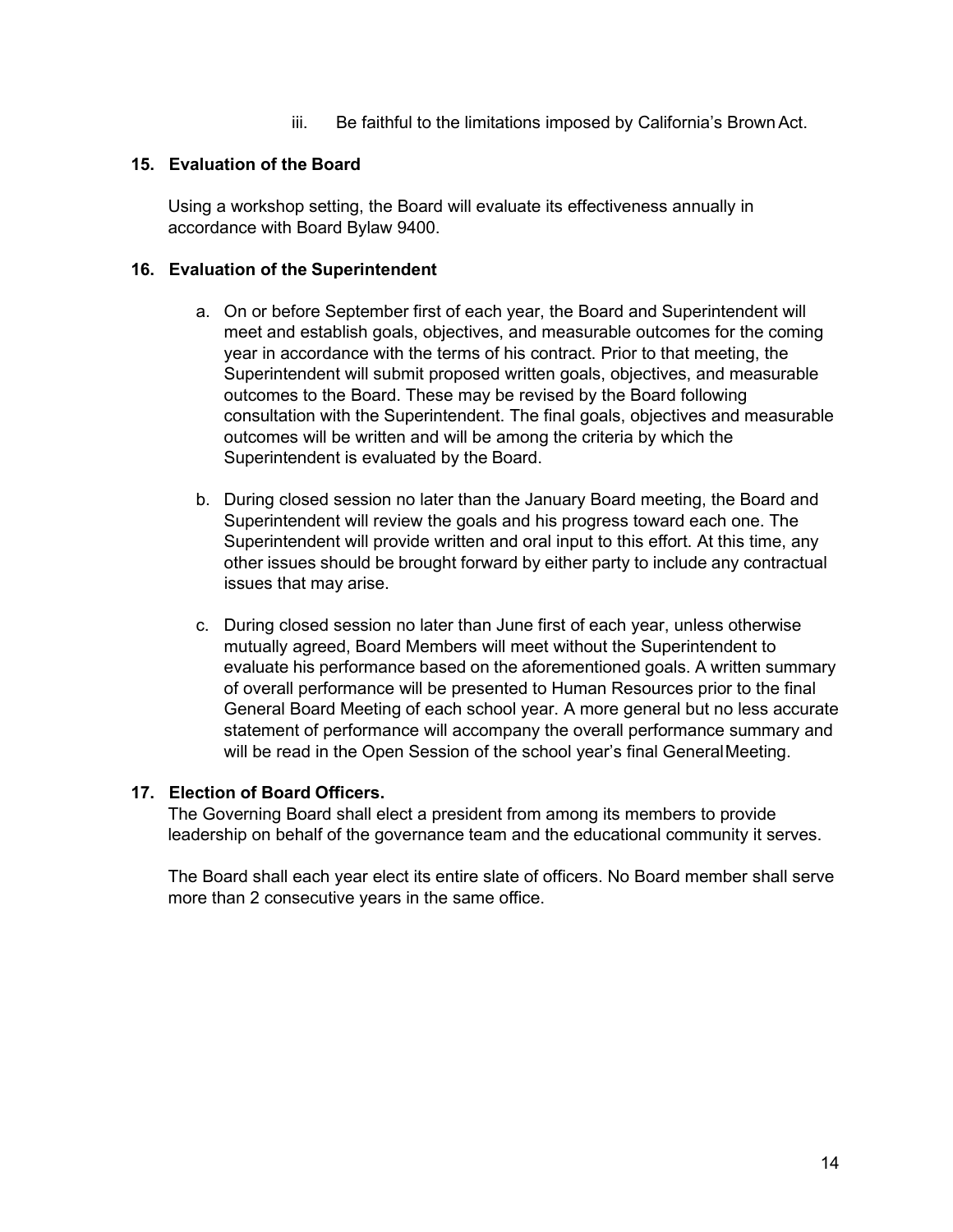iii. Be faithful to the limitations imposed by California's Brown Act.

**15. Evaluation of the Board**

Using a workshop setting, the Board will evaluate its effectiveness annually in accordance with Board Bylaw 9400.

**16. Evaluation of the Superintendent**

a. On or before September first of each year, the Board and Superintendent will meet and establish goals, objectives, and measurable outcomes for the coming year in accordance with the terms of his contract. Prior to that meeting, the Superintendent will submit proposed written goals, objectives, and measurable outcomes to the Board. These may be revised by the Board following consultation with the Superintendent. The final goals, objectives and measurable outcomes will be written and will be among the criteria by which the Superintendent is evaluated by the Board.

b. During closed session no later than the January Board meeting, the Board and Superintendent will review the goals and his progress toward each one. The Superintendent will provide written and oral input to this effort. At this time, any other issues should be brought forward by either party to include any contractual issues that may arise.

c. During closed session no later than June first of each year, unless otherwise mutually agreed, Board Members will meet without the Superintendent to evaluate his performance based on the aforementioned goals. A written summary of overall performance will be presented to Human Resources prior to the final General Board Meeting of each school year. A more general but no less accurate statement of performance will accompany the overall performance summary and will be read in the Open Session of the school year's final General Meeting.

**17. Election of Board Officers.**

The Governing Board shall elect a president from among its members to provide leadership on behalf of the governance team and the educational community it serves.

The Board shall each year elect its entire slate of officers. No Board member shall serve more than 2 consecutive years in the same office.